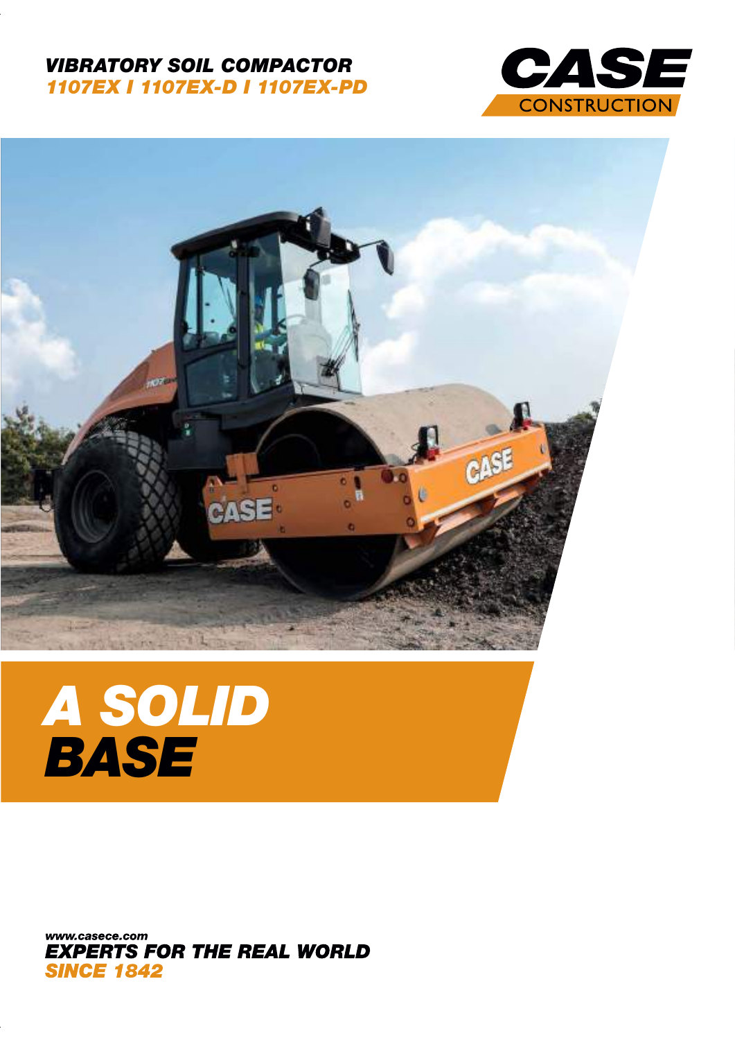**VIBRATORY SOIL COMPACTOR**
**1107EX I 1107EX-D I 1107EX-PD**

CASE CONSTRUCTION

# A SOLID BASE

www.casece.com
**EXPERTS FOR THE REAL WORLD**
**SINCE 1842**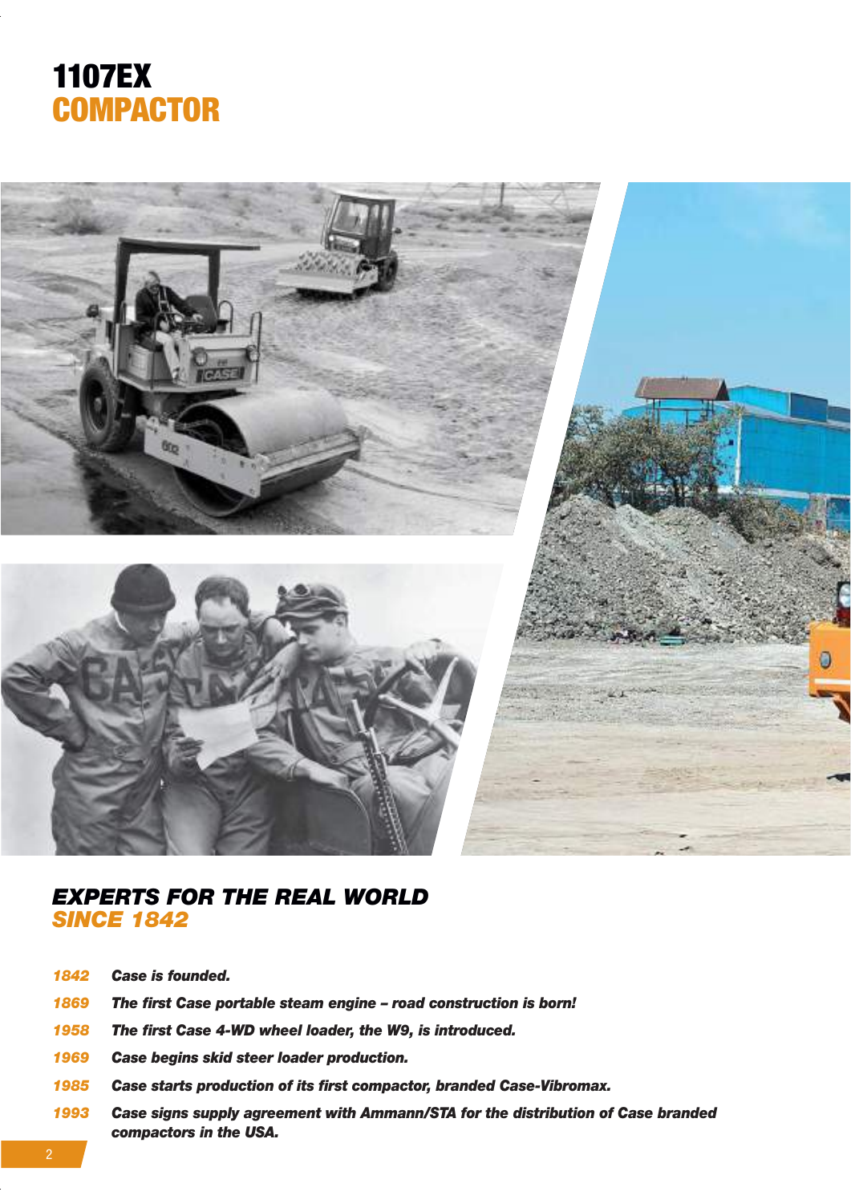# 1107EX COMPACTOR

## *EXPERTS FOR THE REAL WORLD SINCE 1842*

- ***1842*** ***Case is founded.***
- ***1869*** ***The first Case portable steam engine – road construction is born!***
- ***1958*** ***The first Case 4-WD wheel loader, the W9, is introduced.***
- ***1969*** ***Case begins skid steer loader production.***
- ***1985*** ***Case starts production of its first compactor, branded Case-Vibromax.***
- ***1993*** ***Case signs supply agreement with Ammann/STA for the distribution of Case branded compactors in the USA.***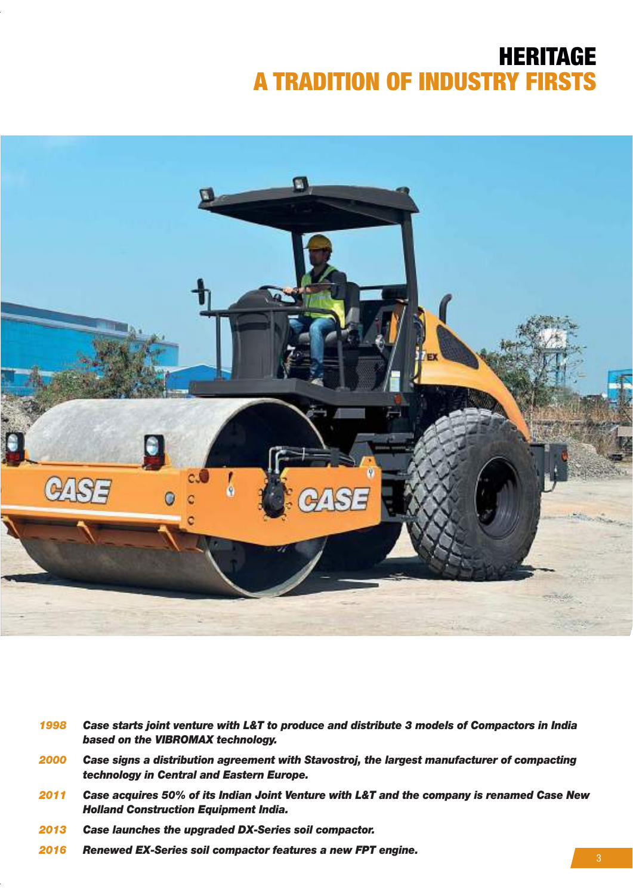# HERITAGE
## A TRADITION OF INDUSTRY FIRSTS

***1998*** ***Case starts joint venture with L&T to produce and distribute 3 models of Compactors in India based on the VIBROMAX technology.***

***2000*** ***Case signs a distribution agreement with Stavostroj, the largest manufacturer of compacting technology in Central and Eastern Europe.***

***2011*** ***Case acquires 50% of its Indian Joint Venture with L&T and the company is renamed Case New Holland Construction Equipment India.***

***2013*** ***Case launches the upgraded DX-Series soil compactor.***

***2016*** ***Renewed EX-Series soil compactor features a new FPT engine.***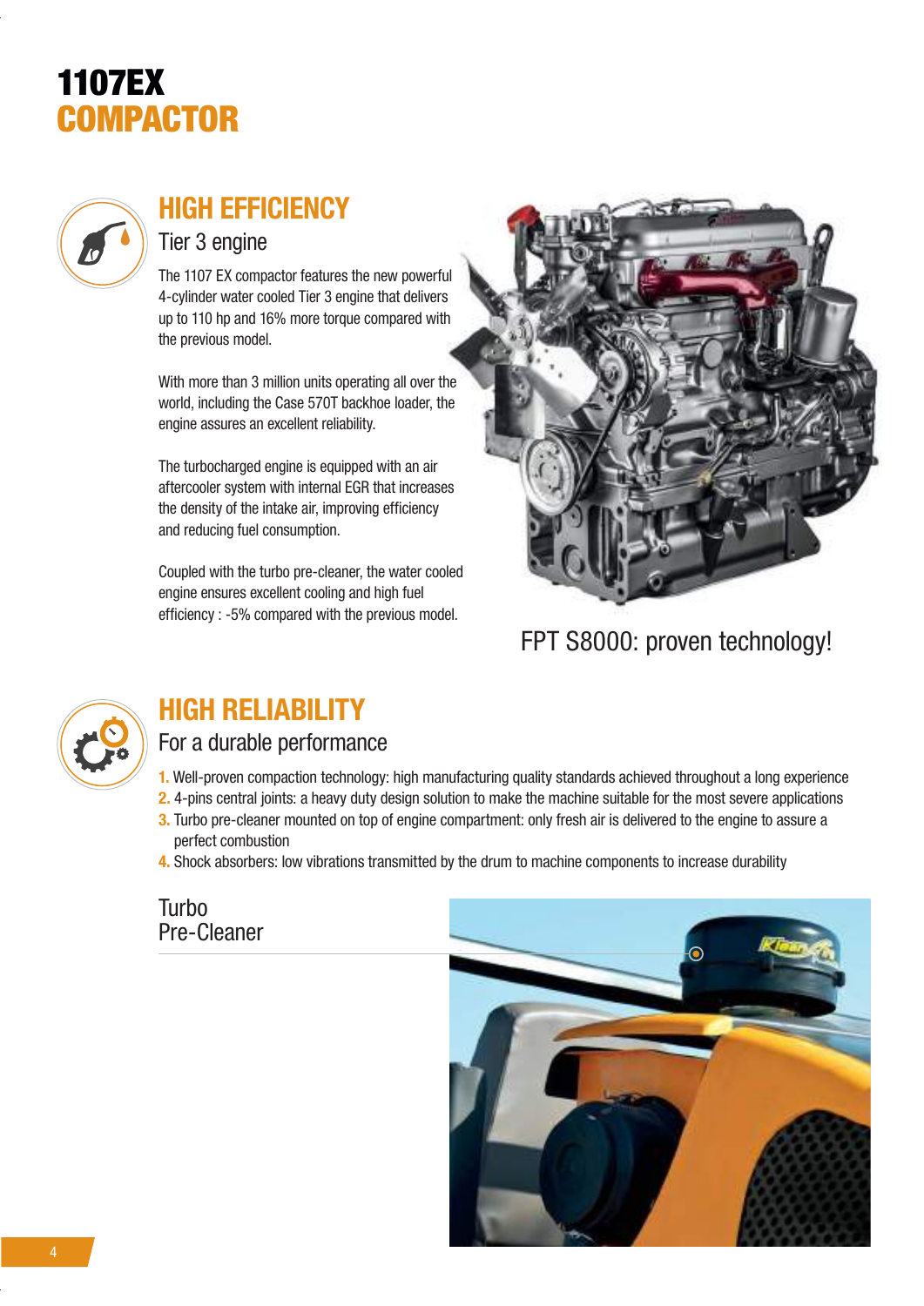# 1107EX COMPACTOR

## HIGH EFFICIENCY

### Tier 3 engine

The 1107 EX compactor features the new powerful 4-cylinder water cooled Tier 3 engine that delivers up to 110 hp and 16% more torque compared with the previous model.

With more than 3 million units operating all over the world, including the Case 570T backhoe loader, the engine assures an excellent reliability.

The turbocharged engine is equipped with an air aftercooler system with internal EGR that increases the density of the intake air, improving efficiency and reducing fuel consumption.

Coupled with the turbo pre-cleaner, the water cooled engine ensures excellent cooling and high fuel efficiency : -5% compared with the previous model.

FPT S8000: proven technology!

## HIGH RELIABILITY

### For a durable performance

1. Well-proven compaction technology: high manufacturing quality standards achieved throughout a long experience
2. 4-pins central joints: a heavy duty design solution to make the machine suitable for the most severe applications
3. Turbo pre-cleaner mounted on top of engine compartment: only fresh air is delivered to the engine to assure a perfect combustion
4. Shock absorbers: low vibrations transmitted by the drum to machine components to increase durability

Turbo Pre-Cleaner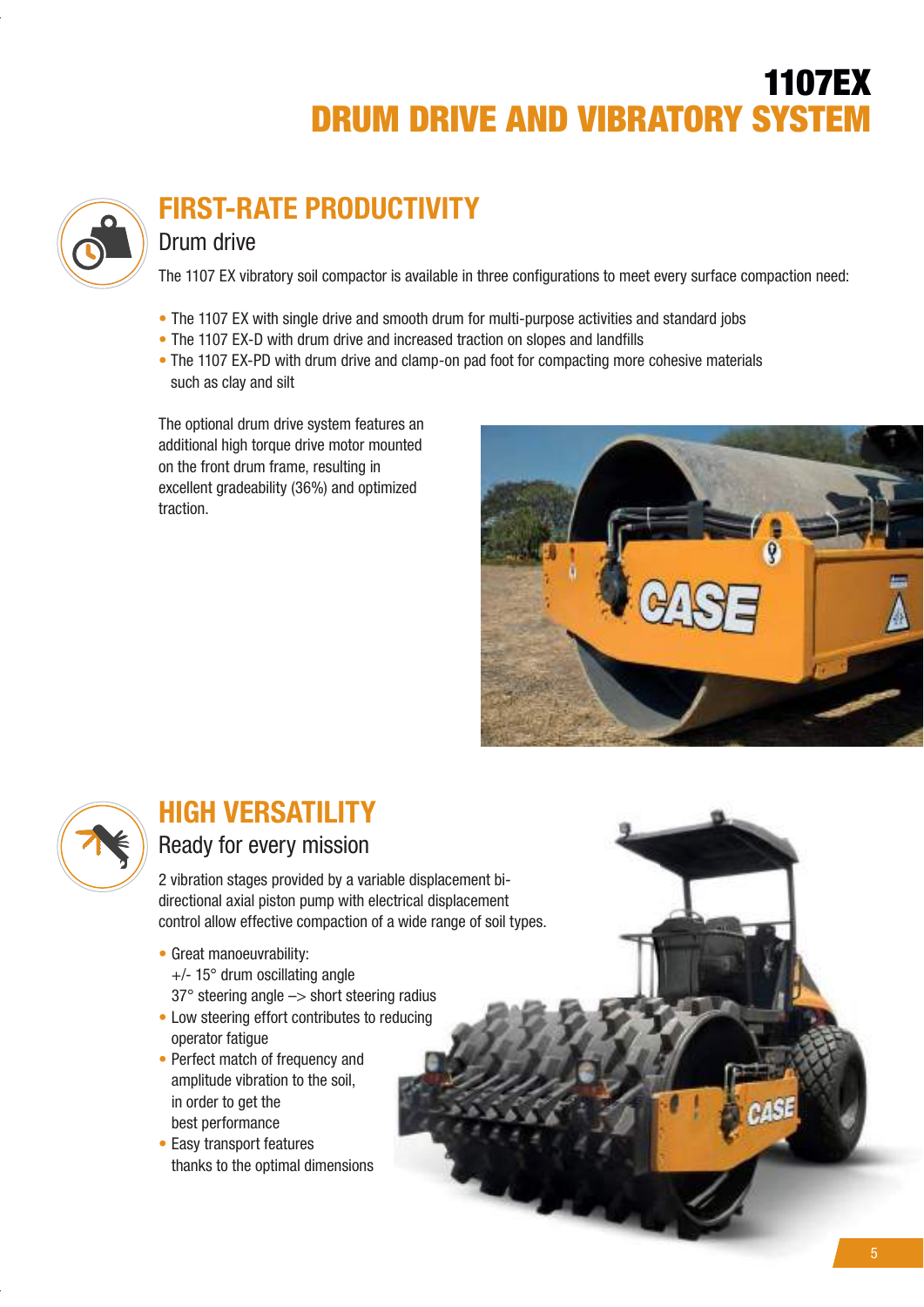# 1107EX
# DRUM DRIVE AND VIBRATORY SYSTEM

## FIRST-RATE PRODUCTIVITY

### Drum drive

The 1107 EX vibratory soil compactor is available in three configurations to meet every surface compaction need:

- The 1107 EX with single drive and smooth drum for multi-purpose activities and standard jobs
- The 1107 EX-D with drum drive and increased traction on slopes and landfills
- The 1107 EX-PD with drum drive and clamp-on pad foot for compacting more cohesive materials such as clay and silt

The optional drum drive system features an additional high torque drive motor mounted on the front drum frame, resulting in excellent gradeability (36%) and optimized traction.

## HIGH VERSATILITY

### Ready for every mission

2 vibration stages provided by a variable displacement bi-directional axial piston pump with electrical displacement control allow effective compaction of a wide range of soil types.

- Great manoeuvrability:
  +/- 15° drum oscillating angle
  37° steering angle –> short steering radius
- Low steering effort contributes to reducing operator fatigue
- Perfect match of frequency and amplitude vibration to the soil, in order to get the best performance
- Easy transport features thanks to the optimal dimensions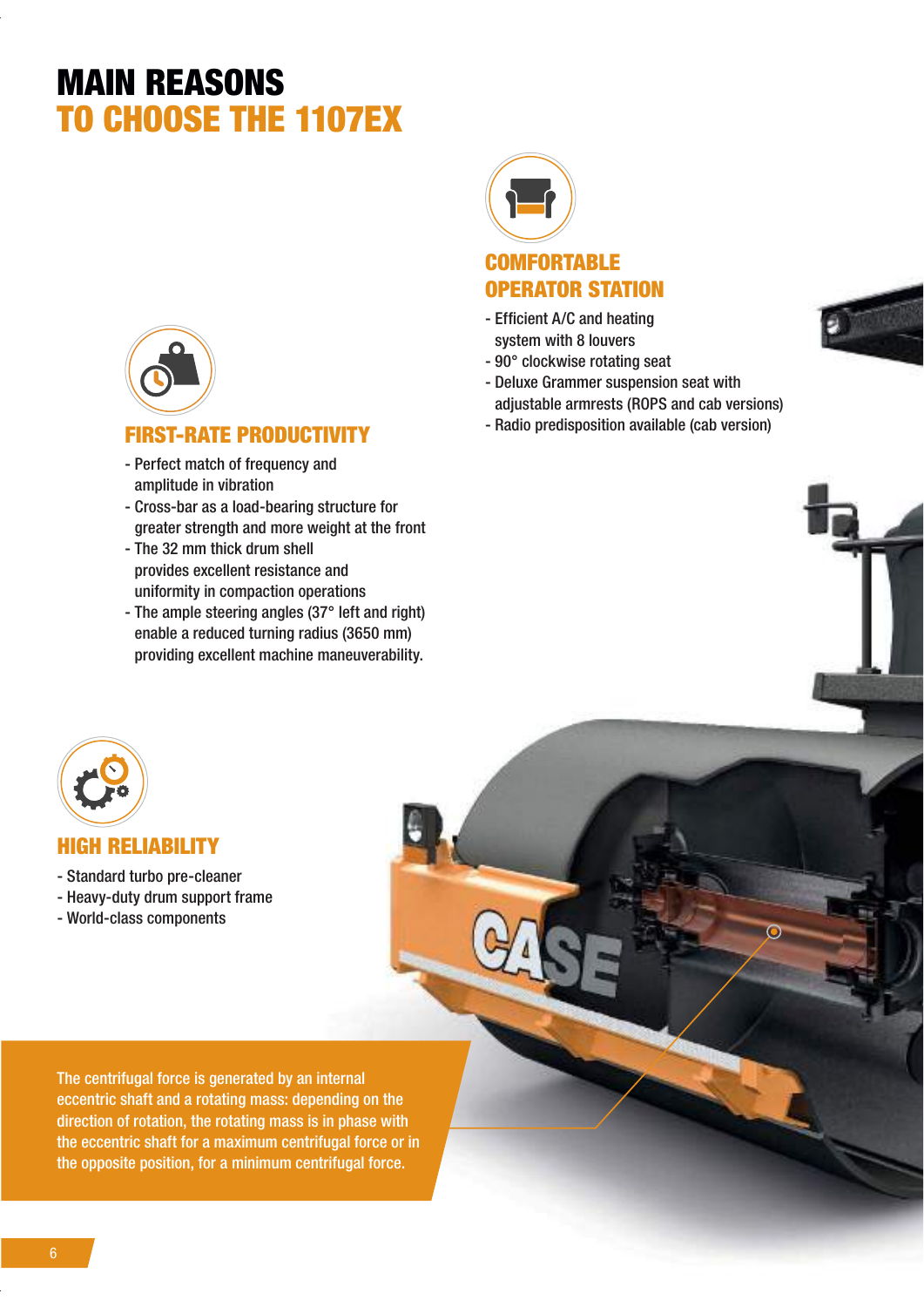# MAIN REASONS TO CHOOSE THE 1107EX

## FIRST-RATE PRODUCTIVITY

- Perfect match of frequency and amplitude in vibration
- Cross-bar as a load-bearing structure for greater strength and more weight at the front
- The 32 mm thick drum shell provides excellent resistance and uniformity in compaction operations
- The ample steering angles (37° left and right) enable a reduced turning radius (3650 mm) providing excellent machine maneuverability.

## COMFORTABLE OPERATOR STATION

- Efficient A/C and heating system with 8 louvers
- 90° clockwise rotating seat
- Deluxe Grammer suspension seat with adjustable armrests (ROPS and cab versions)
- Radio predisposition available (cab version)

## HIGH RELIABILITY

- Standard turbo pre-cleaner
- Heavy-duty drum support frame
- World-class components

The centrifugal force is generated by an internal eccentric shaft and a rotating mass: depending on the direction of rotation, the rotating mass is in phase with the eccentric shaft for a maximum centrifugal force or in the opposite position, for a minimum centrifugal force.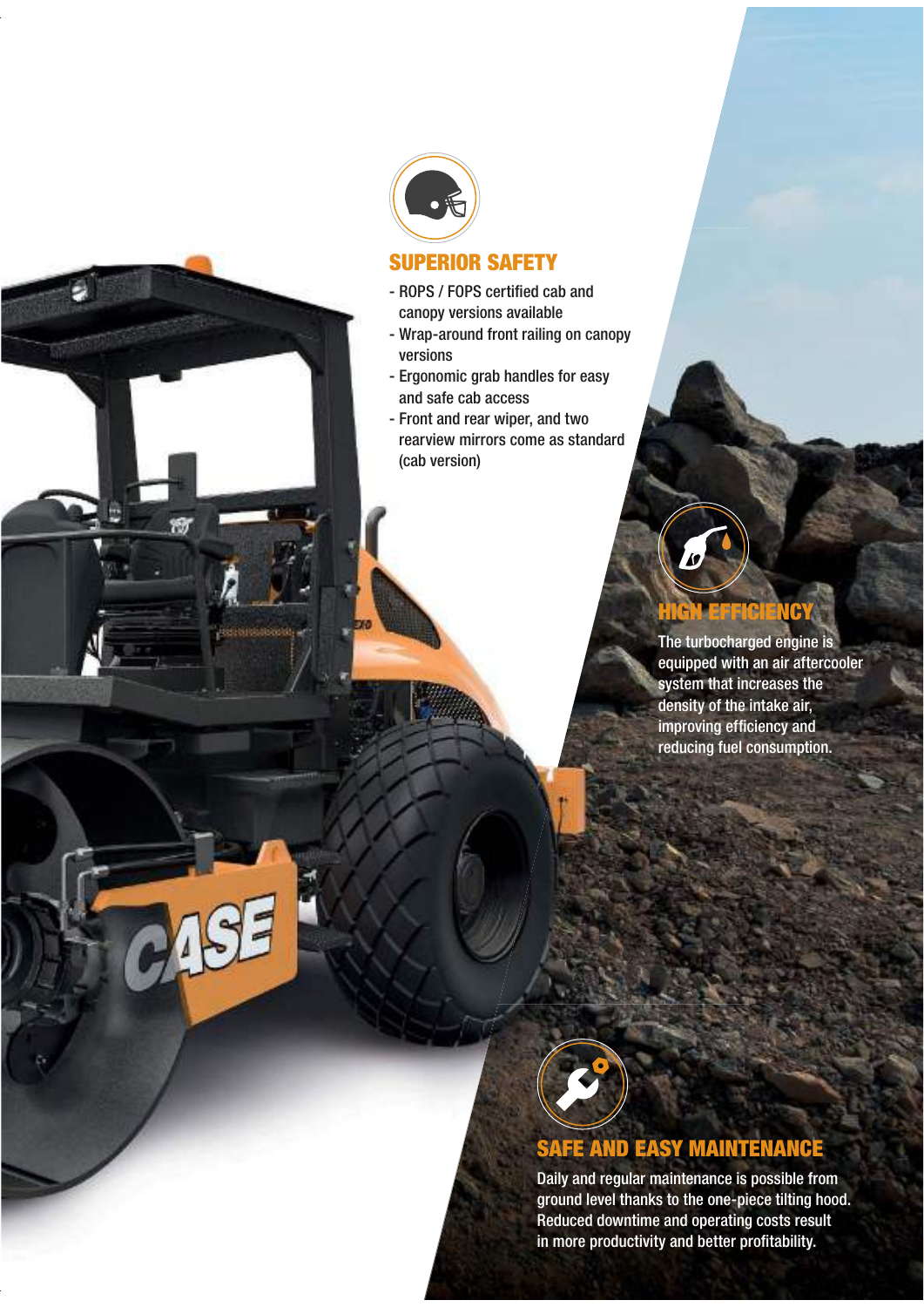## SUPERIOR SAFETY

- ROPS / FOPS certified cab and canopy versions available
- Wrap-around front railing on canopy versions
- Ergonomic grab handles for easy and safe cab access
- Front and rear wiper, and two rearview mirrors come as standard (cab version)

## HIGH EFFICIENCY

The turbocharged engine is equipped with an air aftercooler system that increases the density of the intake air, improving efficiency and reducing fuel consumption.

## SAFE AND EASY MAINTENANCE

Daily and regular maintenance is possible from ground level thanks to the one-piece tilting hood. Reduced downtime and operating costs result in more productivity and better profitability.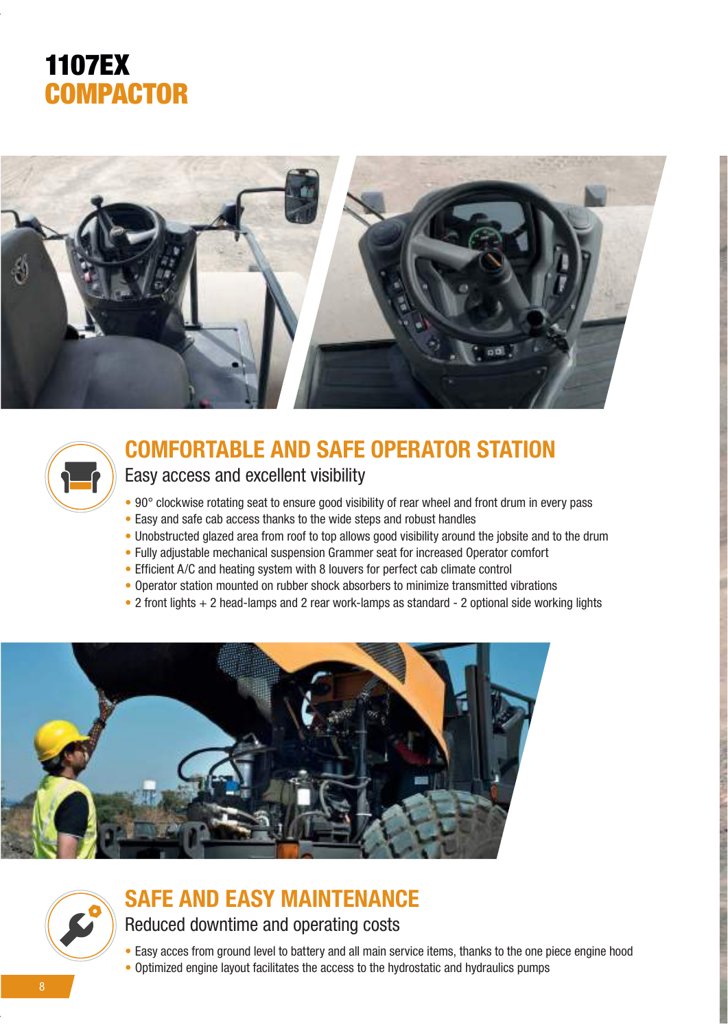# 1107EX
# COMPACTOR

## COMFORTABLE AND SAFE OPERATOR STATION

### Easy access and excellent visibility

- 90° clockwise rotating seat to ensure good visibility of rear wheel and front drum in every pass
- Easy and safe cab access thanks to the wide steps and robust handles
- Unobstructed glazed area from roof to top allows good visibility around the jobsite and to the drum
- Fully adjustable mechanical suspension Grammer seat for increased Operator comfort
- Efficient A/C and heating system with 8 louvers for perfect cab climate control
- Operator station mounted on rubber shock absorbers to minimize transmitted vibrations
- 2 front lights + 2 head-lamps and 2 rear work-lamps as standard - 2 optional side working lights

## SAFE AND EASY MAINTENANCE

### Reduced downtime and operating costs

- Easy acces from ground level to battery and all main service items, thanks to the one piece engine hood
- Optimized engine layout facilitates the access to the hydrostatic and hydraulics pumps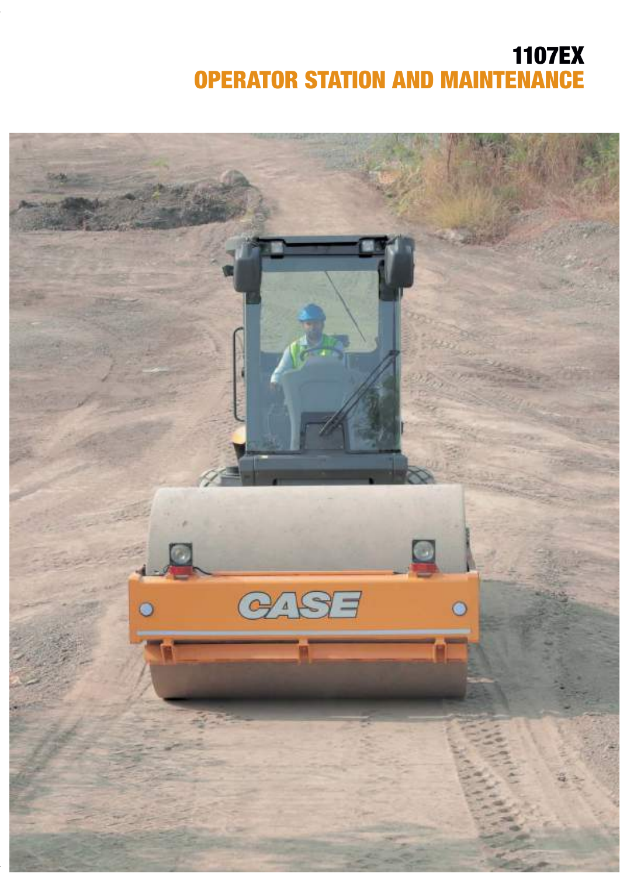# 1107EX
## OPERATOR STATION AND MAINTENANCE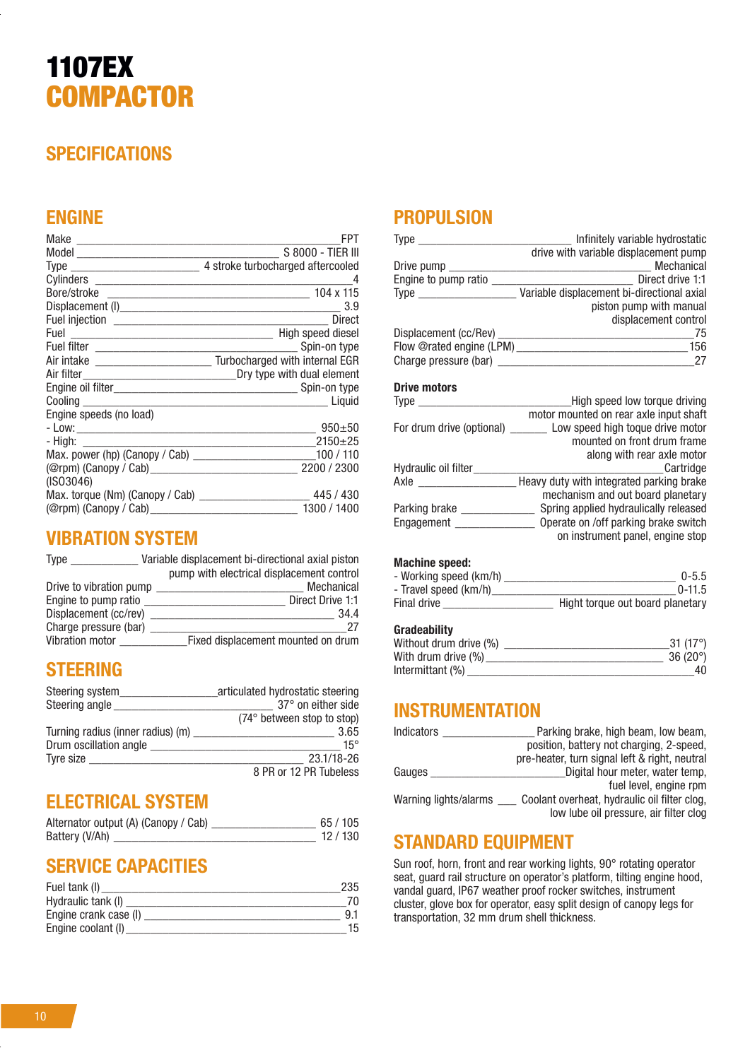# 1107EX COMPACTOR

## SPECIFICATIONS

## ENGINE

| | |
|---|---|
| Make | FPT |
| Model | S 8000 - TIER III |
| Type | 4 stroke turbocharged aftercooled |
| Cylinders | 4 |
| Bore/stroke | 104 x 115 |
| Displacement (l) | 3.9 |
| Fuel injection | Direct |
| Fuel | High speed diesel |
| Fuel filter | Spin-on type |
| Air intake | Turbocharged with internal EGR |
| Air filter | Dry type with dual element |
| Engine oil filter | Spin-on type |
| Cooling | Liquid |
| Engine speeds (no load) | |
| - Low: | 950±50 |
| - High: | 2150±25 |
| Max. power (hp) (Canopy / Cab) | 100 / 110 |
| (@rpm) (Canopy / Cab) (ISO3046) | 2200 / 2300 |
| Max. torque (Nm) (Canopy / Cab) | 445 / 430 |
| (@rpm) (Canopy / Cab) | 1300 / 1400 |

## VIBRATION SYSTEM

| | |
|---|---|
| Type | Variable displacement bi-directional axial piston pump with electrical displacement control |
| Drive to vibration pump | Mechanical |
| Engine to pump ratio | Direct Drive 1:1 |
| Displacement (cc/rev) | 34.4 |
| Charge pressure (bar) | 27 |
| Vibration motor | Fixed displacement mounted on drum |

## STEERING

| | |
|---|---|
| Steering system | articulated hydrostatic steering |
| Steering angle | 37° on either side (74° between stop to stop) |
| Turning radius (inner radius) (m) | 3.65 |
| Drum oscillation angle | 15° |
| Tyre size | 23.1/18-26 8 PR or 12 PR Tubeless |

## ELECTRICAL SYSTEM

| | |
|---|---|
| Alternator output (A) (Canopy / Cab) | 65 / 105 |
| Battery (V/Ah) | 12 / 130 |

## SERVICE CAPACITIES

| | |
|---|---|
| Fuel tank (l) | 235 |
| Hydraulic tank (l) | 70 |
| Engine crank case (l) | 9.1 |
| Engine coolant (l) | 15 |

## PROPULSION

| | |
|---|---|
| Type | Infinitely variable hydrostatic drive with variable displacement pump |
| Drive pump | Mechanical |
| Engine to pump ratio | Direct drive 1:1 |
| Type | Variable displacement bi-directional axial piston pump with manual displacement control |
| Displacement (cc/Rev) | 75 |
| Flow @rated engine (LPM) | 156 |
| Charge pressure (bar) | 27 |

### Drive motors

| | |
|---|---|
| Type | High speed low torque driving motor mounted on rear axle input shaft |
| For drum drive (optional) | Low speed high toque drive motor mounted on front drum frame along with rear axle motor |
| Hydraulic oil filter | Cartridge |
| Axle | Heavy duty with integrated parking brake mechanism and out board planetary |
| Parking brake | Spring applied hydraulically released |
| Engagement | Operate on /off parking brake switch on instrument panel, engine stop |

### Machine speed:

| | |
|---|---|
| - Working speed (km/h) | 0-5.5 |
| - Travel speed (km/h) | 0-11.5 |
| Final drive | Hight torque out board planetary |

### Gradeability

| | |
|---|---|
| Without drum drive (%) | 31 (17°) |
| With drum drive (%) | 36 (20°) |
| Intermittant (%) | 40 |

## INSTRUMENTATION

| | |
|---|---|
| Indicators | Parking brake, high beam, low beam, position, battery not charging, 2-speed, pre-heater, turn signal left & right, neutral |
| Gauges | Digital hour meter, water temp, fuel level, engine rpm |
| Warning lights/alarms | Coolant overheat, hydraulic oil filter clog, low lube oil pressure, air filter clog |

## STANDARD EQUIPMENT

Sun roof, horn, front and rear working lights, 90° rotating operator seat, guard rail structure on operator's platform, tilting engine hood, vandal guard, IP67 weather proof rocker switches, instrument cluster, glove box for operator, easy split design of canopy legs for transportation, 32 mm drum shell thickness.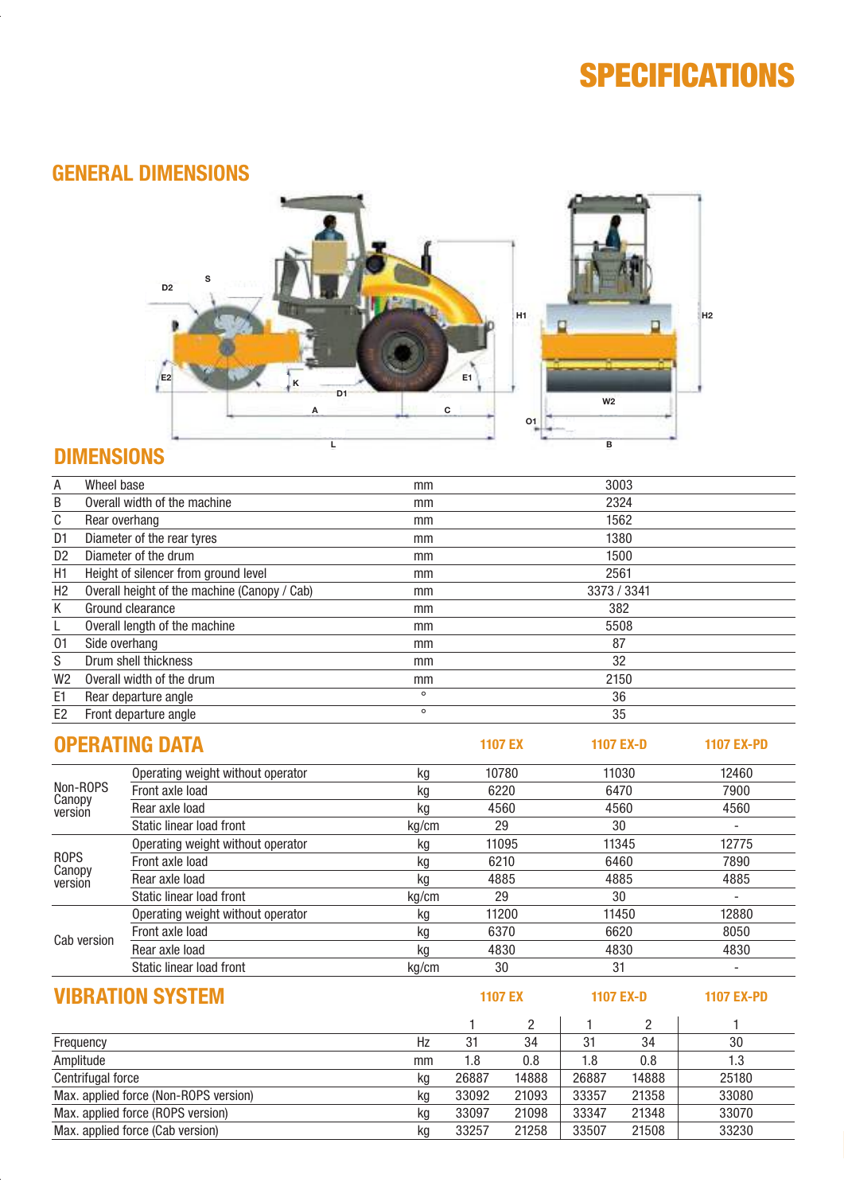# SPECIFICATIONS

## GENERAL DIMENSIONS

## DIMENSIONS

| | | | |
|---|---|---|---|
| A | Wheel base | mm | 3003 |
| B | Overall width of the machine | mm | 2324 |
| C | Rear overhang | mm | 1562 |
| D1 | Diameter of the rear tyres | mm | 1380 |
| D2 | Diameter of the drum | mm | 1500 |
| H1 | Height of silencer from ground level | mm | 2561 |
| H2 | Overall height of the machine (Canopy / Cab) | mm | 3373 / 3341 |
| K | Ground clearance | mm | 382 |
| L | Overall length of the machine | mm | 5508 |
| O1 | Side overhang | mm | 87 |
| S | Drum shell thickness | mm | 32 |
| W2 | Overall width of the drum | mm | 2150 |
| E1 | Rear departure angle | ° | 36 |
| E2 | Front departure angle | ° | 35 |

## OPERATING DATA

| | | | 1107 EX | 1107 EX-D | 1107 EX-PD |
|---|---|---|---|---|---|
| Non-ROPS Canopy version | Operating weight without operator | kg | 10780 | 11030 | 12460 |
| | Front axle load | kg | 6220 | 6470 | 7900 |
| | Rear axle load | kg | 4560 | 4560 | 4560 |
| | Static linear load front | kg/cm | 29 | 30 | - |
| ROPS Canopy version | Operating weight without operator | kg | 11095 | 11345 | 12775 |
| | Front axle load | kg | 6210 | 6460 | 7890 |
| | Rear axle load | kg | 4885 | 4885 | 4885 |
| | Static linear load front | kg/cm | 29 | 30 | - |
| Cab version | Operating weight without operator | kg | 11200 | 11450 | 12880 |
| | Front axle load | kg | 6370 | 6620 | 8050 |
| | Rear axle load | kg | 4830 | 4830 | 4830 |
| | Static linear load front | kg/cm | 30 | 31 | - |

## VIBRATION SYSTEM

| | | 1107 EX | | 1107 EX-D | | 1107 EX-PD |
|---|---|---|---|---|---|---|
| | | 1 | 2 | 1 | 2 | 1 |
| Frequency | Hz | 31 | 34 | 31 | 34 | 30 |
| Amplitude | mm | 1.8 | 0.8 | 1.8 | 0.8 | 1.3 |
| Centrifugal force | kg | 26887 | 14888 | 26887 | 14888 | 25180 |
| Max. applied force (Non-ROPS version) | kg | 33092 | 21093 | 33357 | 21358 | 33080 |
| Max. applied force (ROPS version) | kg | 33097 | 21098 | 33347 | 21348 | 33070 |
| Max. applied force (Cab version) | kg | 33257 | 21258 | 33507 | 21508 | 33230 |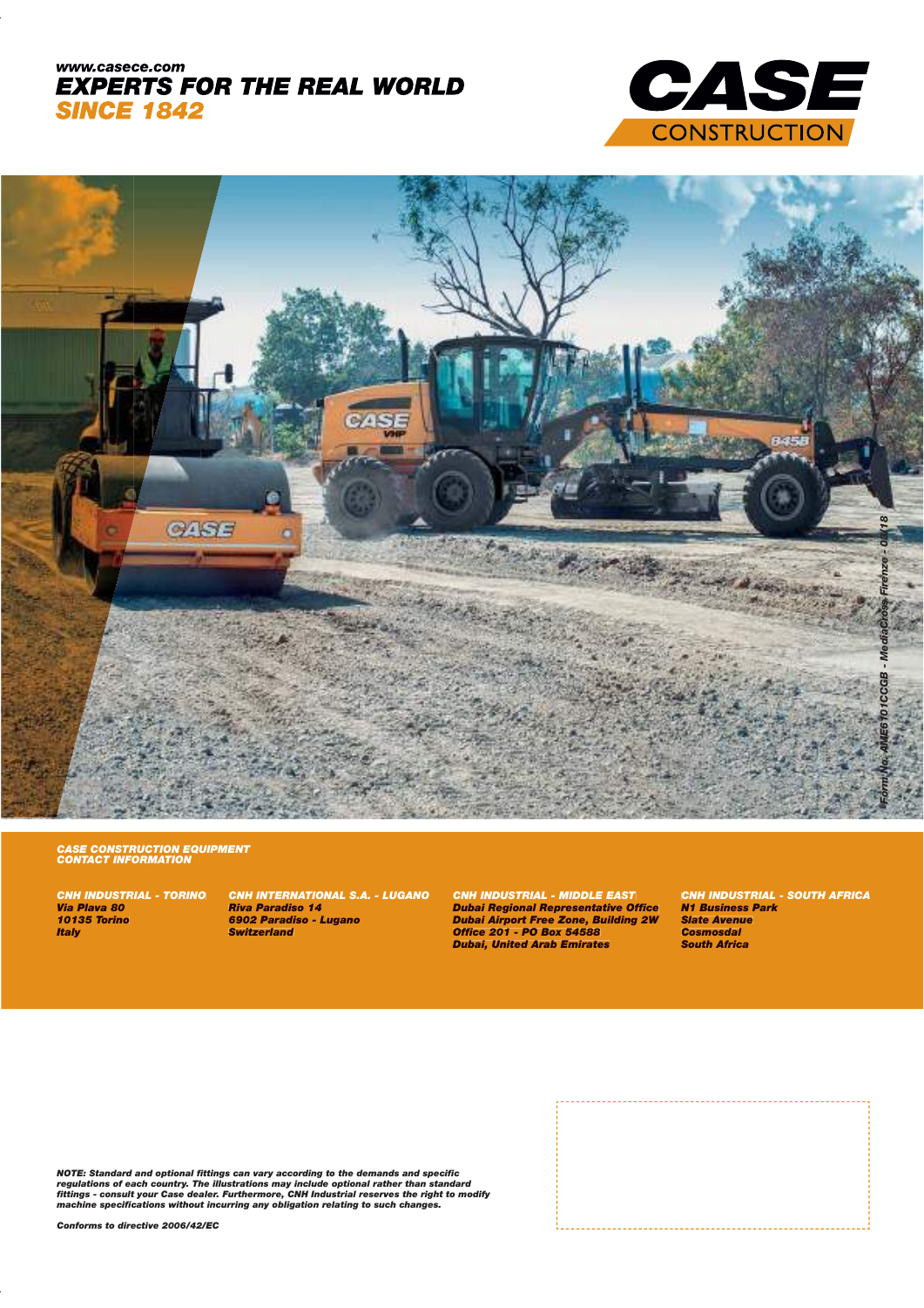www.casece.com

**EXPERTS FOR THE REAL WORLD**
**SINCE 1842**

CASE CONSTRUCTION

Form No. AME6101CCGB - MediaCross Firenze - 08/18

**CASE CONSTRUCTION EQUIPMENT CONTACT INFORMATION**

**CNH INDUSTRIAL - TORINO**
Via Plava 80
10135 Torino
Italy

**CNH INTERNATIONAL S.A. - LUGANO**
Riva Paradiso 14
6902 Paradiso - Lugano
Switzerland

**CNH INDUSTRIAL - MIDDLE EAST**
Dubai Regional Representative Office
Dubai Airport Free Zone, Building 2W
Office 201 - PO Box 54588
Dubai, United Arab Emirates

**CNH INDUSTRIAL - SOUTH AFRICA**
N1 Business Park
Slate Avenue
Cosmosdal
South Africa

*NOTE: Standard and optional fittings can vary according to the demands and specific regulations of each country. The illustrations may include optional rather than standard fittings - consult your Case dealer. Furthermore, CNH Industrial reserves the right to modify machine specifications without incurring any obligation relating to such changes.*

*Conforms to directive 2006/42/EC*